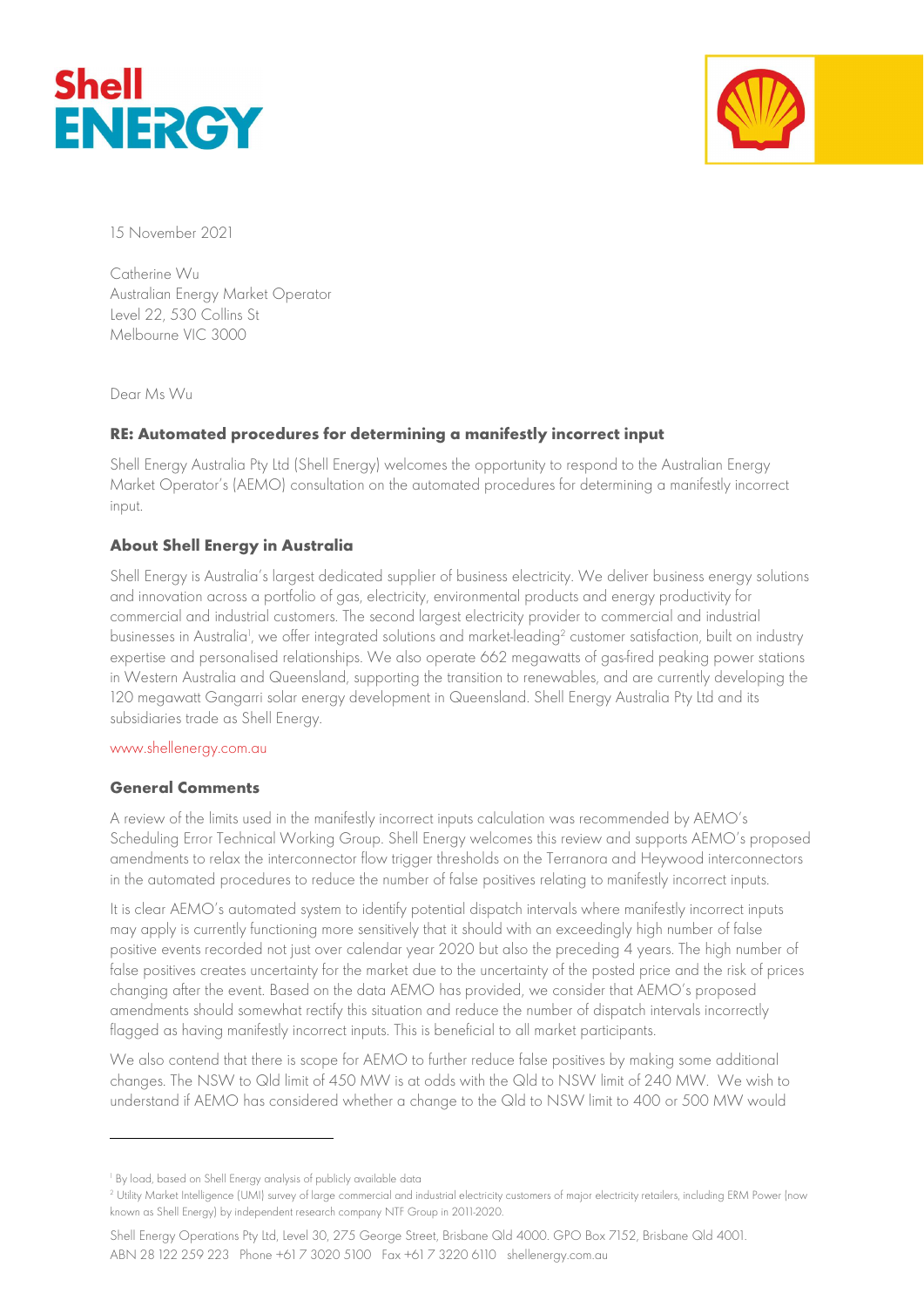15 November 2021

Catherine Wu
Australian Energy Market Operator
Level 22, 530 Collins St
Melbourne VIC 3000

Dear Ms Wu

**RE: Automated procedures for determining a manifestly incorrect input**

Shell Energy Australia Pty Ltd (Shell Energy) welcomes the opportunity to respond to the Australian Energy Market Operator's (AEMO) consultation on the automated procedures for determining a manifestly incorrect input.

## About Shell Energy in Australia

Shell Energy is Australia's largest dedicated supplier of business electricity. We deliver business energy solutions and innovation across a portfolio of gas, electricity, environmental products and energy productivity for commercial and industrial customers. The second largest electricity provider to commercial and industrial businesses in Australia[1], we offer integrated solutions and market-leading[2] customer satisfaction, built on industry expertise and personalised relationships. We also operate 662 megawatts of gas-fired peaking power stations in Western Australia and Queensland, supporting the transition to renewables, and are currently developing the 120 megawatt Gangarri solar energy development in Queensland. Shell Energy Australia Pty Ltd and its subsidiaries trade as Shell Energy.

www.shellenergy.com.au

## General Comments

A review of the limits used in the manifestly incorrect inputs calculation was recommended by AEMO's Scheduling Error Technical Working Group. Shell Energy welcomes this review and supports AEMO's proposed amendments to relax the interconnector flow trigger thresholds on the Terranora and Heywood interconnectors in the automated procedures to reduce the number of false positives relating to manifestly incorrect inputs.

It is clear AEMO's automated system to identify potential dispatch intervals where manifestly incorrect inputs may apply is currently functioning more sensitively that it should with an exceedingly high number of false positive events recorded not just over calendar year 2020 but also the preceding 4 years. The high number of false positives creates uncertainty for the market due to the uncertainty of the posted price and the risk of prices changing after the event. Based on the data AEMO has provided, we consider that AEMO's proposed amendments should somewhat rectify this situation and reduce the number of dispatch intervals incorrectly flagged as having manifestly incorrect inputs. This is beneficial to all market participants.

We also contend that there is scope for AEMO to further reduce false positives by making some additional changes. The NSW to Qld limit of 450 MW is at odds with the Qld to NSW limit of 240 MW. We wish to understand if AEMO has considered whether a change to the Qld to NSW limit to 400 or 500 MW would

---

[1] By load, based on Shell Energy analysis of publicly available data

[2] Utility Market Intelligence (UMI) survey of large commercial and industrial electricity customers of major electricity retailers, including ERM Power (now known as Shell Energy) by independent research company NTF Group in 2011-2020.

Shell Energy Operations Pty Ltd, Level 30, 275 George Street, Brisbane Qld 4000. GPO Box 7152, Brisbane Qld 4001.
ABN 28 122 259 223 Phone +61 7 3020 5100 Fax +61 7 3220 6110 shellenergy.com.au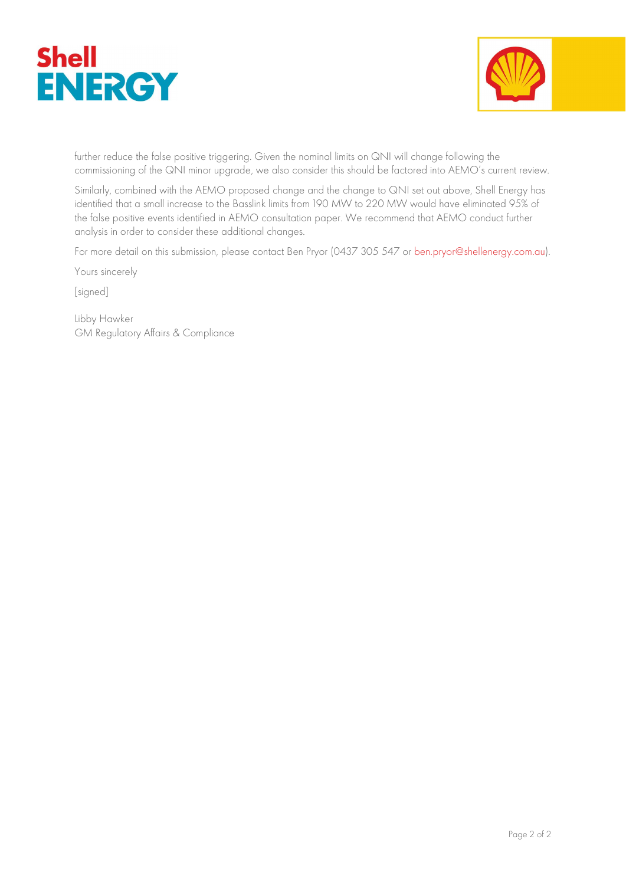further reduce the false positive triggering. Given the nominal limits on QNI will change following the commissioning of the QNI minor upgrade, we also consider this should be factored into AEMO's current review.

Similarly, combined with the AEMO proposed change and the change to QNI set out above, Shell Energy has identified that a small increase to the Basslink limits from 190 MW to 220 MW would have eliminated 95% of the false positive events identified in AEMO consultation paper. We recommend that AEMO conduct further analysis in order to consider these additional changes.

For more detail on this submission, please contact Ben Pryor (0437 305 547 or ben.pryor@shellenergy.com.au).

Yours sincerely

[signed]

Libby Hawker
GM Regulatory Affairs & Compliance